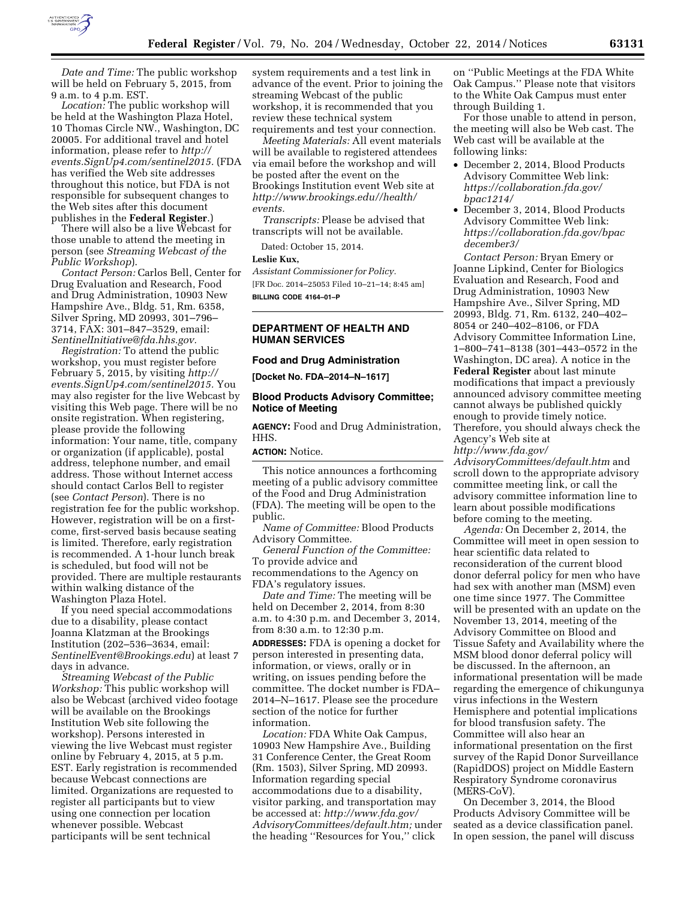*Date and Time:* The public workshop will be held on February 5, 2015, from 9 a.m. to 4 p.m. EST.

*Location:* The public workshop will be held at the Washington Plaza Hotel, 10 Thomas Circle NW., Washington, DC 20005. For additional travel and hotel information, please refer to *http://events.SignUp4.com/sentinel2015.* (FDA has verified the Web site addresses throughout this notice, but FDA is not responsible for subsequent changes to the Web sites after this document publishes in the **Federal Register**.)

There will also be a live Webcast for those unable to attend the meeting in person (see *Streaming Webcast of the Public Workshop*).

*Contact Person:* Carlos Bell, Center for Drug Evaluation and Research, Food and Drug Administration, 10903 New Hampshire Ave., Bldg. 51, Rm. 6358, Silver Spring, MD 20993, 301–796–3714, FAX: 301–847–3529, email: *SentinelInitiative@fda.hhs.gov.*

*Registration:* To attend the public workshop, you must register before February 5, 2015, by visiting *http://events.SignUp4.com/sentinel2015.* You may also register for the live Webcast by visiting this Web page. There will be no onsite registration. When registering, please provide the following information: Your name, title, company or organization (if applicable), postal address, telephone number, and email address. Those without Internet access should contact Carlos Bell to register (see *Contact Person*). There is no registration fee for the public workshop. However, registration will be on a first-come, first-served basis because seating is limited. Therefore, early registration is recommended. A 1-hour lunch break is scheduled, but food will not be provided. There are multiple restaurants within walking distance of the Washington Plaza Hotel.

If you need special accommodations due to a disability, please contact Joanna Klatzman at the Brookings Institution (202–536–3634, email: *SentinelEvent@Brookings.edu*) at least 7 days in advance.

*Streaming Webcast of the Public Workshop:* This public workshop will also be Webcast (archived video footage will be available on the Brookings Institution Web site following the workshop). Persons interested in viewing the live Webcast must register online by February 4, 2015, at 5 p.m. EST. Early registration is recommended because Webcast connections are limited. Organizations are requested to register all participants but to view using one connection per location whenever possible. Webcast participants will be sent technical system requirements and a test link in advance of the event. Prior to joining the streaming Webcast of the public workshop, it is recommended that you review these technical system requirements and test your connection.

*Meeting Materials:* All event materials will be available to registered attendees via email before the workshop and will be posted after the event on the Brookings Institution event Web site at *http://www.brookings.edu//health/events.*

*Transcripts:* Please be advised that transcripts will not be available.

Dated: October 15, 2014.

**Leslie Kux,**

*Assistant Commissioner for Policy.*

[FR Doc. 2014–25053 Filed 10–21–14; 8:45 am]

**BILLING CODE 4164–01–P**

---

## DEPARTMENT OF HEALTH AND HUMAN SERVICES

### Food and Drug Administration

**[Docket No. FDA–2014–N–1617]**

### Blood Products Advisory Committee; Notice of Meeting

**AGENCY:** Food and Drug Administration, HHS.

**ACTION:** Notice.

This notice announces a forthcoming meeting of a public advisory committee of the Food and Drug Administration (FDA). The meeting will be open to the public.

*Name of Committee:* Blood Products Advisory Committee.

*General Function of the Committee:* To provide advice and recommendations to the Agency on FDA's regulatory issues.

*Date and Time:* The meeting will be held on December 2, 2014, from 8:30 a.m. to 4:30 p.m. and December 3, 2014, from 8:30 a.m. to 12:30 p.m.

**ADDRESSES:** FDA is opening a docket for person interested in presenting data, information, or views, orally or in writing, on issues pending before the committee. The docket number is FDA–2014–N–1617. Please see the procedure section of the notice for further information.

*Location:* FDA White Oak Campus, 10903 New Hampshire Ave., Building 31 Conference Center, the Great Room (Rm. 1503), Silver Spring, MD 20993. Information regarding special accommodations due to a disability, visitor parking, and transportation may be accessed at: *http://www.fda.gov/AdvisoryCommittees/default.htm;* under the heading ''Resources for You,'' click on ''Public Meetings at the FDA White Oak Campus.'' Please note that visitors to the White Oak Campus must enter through Building 1.

For those unable to attend in person, the meeting will also be Web cast. The Web cast will be available at the following links:

- December 2, 2014, Blood Products Advisory Committee Web link: *https://collaboration.fda.gov/bpac1214/*
- December 3, 2014, Blood Products Advisory Committee Web link: *https://collaboration.fda.gov/bpacdecember3/*

*Contact Person:* Bryan Emery or Joanne Lipkind, Center for Biologics Evaluation and Research, Food and Drug Administration, 10903 New Hampshire Ave., Silver Spring, MD 20993, Bldg. 71, Rm. 6132, 240–402–8054 or 240–402–8106, or FDA Advisory Committee Information Line, 1–800–741–8138 (301–443–0572 in the Washington, DC area). A notice in the **Federal Register** about last minute modifications that impact a previously announced advisory committee meeting cannot always be published quickly enough to provide timely notice. Therefore, you should always check the Agency's Web site at *http://www.fda.gov/AdvisoryCommittees/default.htm* and scroll down to the appropriate advisory committee meeting link, or call the advisory committee information line to learn about possible modifications before coming to the meeting.

*Agenda:* On December 2, 2014, the Committee will meet in open session to hear scientific data related to reconsideration of the current blood donor deferral policy for men who have had sex with another man (MSM) even one time since 1977. The Committee will be presented with an update on the November 13, 2014, meeting of the Advisory Committee on Blood and Tissue Safety and Availability where the MSM blood donor deferral policy will be discussed. In the afternoon, an informational presentation will be made regarding the emergence of chikungunya virus infections in the Western Hemisphere and potential implications for blood transfusion safety. The Committee will also hear an informational presentation on the first survey of the Rapid Donor Surveillance (RapidDOS) project on Middle Eastern Respiratory Syndrome coronavirus (MERS-CoV).

On December 3, 2014, the Blood Products Advisory Committee will be seated as a device classification panel. In open session, the panel will discuss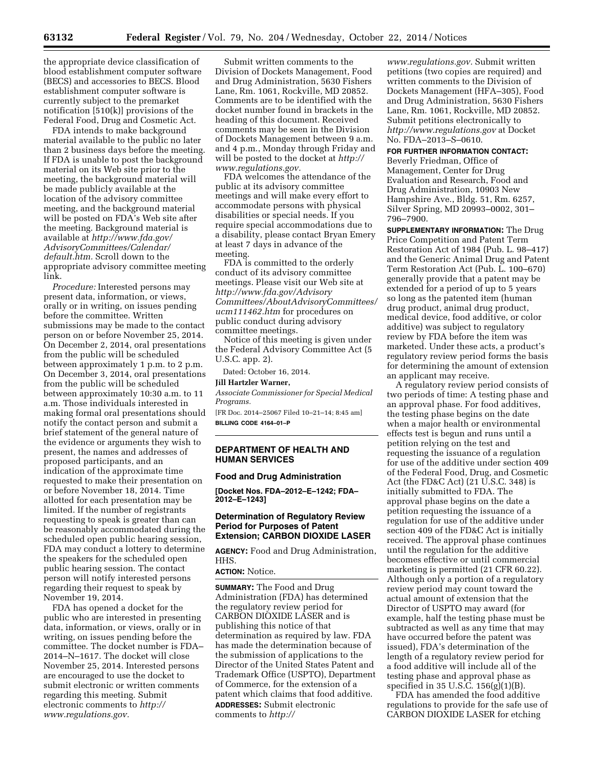the appropriate device classification of blood establishment computer software (BECS) and accessories to BECS. Blood establishment computer software is currently subject to the premarket notification [510(k)] provisions of the Federal Food, Drug and Cosmetic Act.

FDA intends to make background material available to the public no later than 2 business days before the meeting. If FDA is unable to post the background material on its Web site prior to the meeting, the background material will be made publicly available at the location of the advisory committee meeting, and the background material will be posted on FDA's Web site after the meeting. Background material is available at *http://www.fda.gov/AdvisoryCommittees/Calendar/default.htm.* Scroll down to the appropriate advisory committee meeting link.

*Procedure:* Interested persons may present data, information, or views, orally or in writing, on issues pending before the committee. Written submissions may be made to the contact person on or before November 25, 2014. On December 2, 2014, oral presentations from the public will be scheduled between approximately 1 p.m. to 2 p.m. On December 3, 2014, oral presentations from the public will be scheduled between approximately 10:30 a.m. to 11 a.m. Those individuals interested in making formal oral presentations should notify the contact person and submit a brief statement of the general nature of the evidence or arguments they wish to present, the names and addresses of proposed participants, and an indication of the approximate time requested to make their presentation on or before November 18, 2014. Time allotted for each presentation may be limited. If the number of registrants requesting to speak is greater than can be reasonably accommodated during the scheduled open public hearing session, FDA may conduct a lottery to determine the speakers for the scheduled open public hearing session. The contact person will notify interested persons regarding their request to speak by November 19, 2014.

FDA has opened a docket for the public who are interested in presenting data, information, or views, orally or in writing, on issues pending before the committee. The docket number is FDA–2014–N–1617. The docket will close November 25, 2014. Interested persons are encouraged to use the docket to submit electronic or written comments regarding this meeting. Submit electronic comments to *http://www.regulations.gov.* Submit written comments to the Division of Dockets Management, Food and Drug Administration, 5630 Fishers Lane, Rm. 1061, Rockville, MD 20852. Comments are to be identified with the docket number found in brackets in the heading of this document. Received comments may be seen in the Division of Dockets Management between 9 a.m. and 4 p.m., Monday through Friday and will be posted to the docket at *http://www.regulations.gov.*

FDA welcomes the attendance of the public at its advisory committee meetings and will make every effort to accommodate persons with physical disabilities or special needs. If you require special accommodations due to a disability, please contact Bryan Emery at least 7 days in advance of the meeting.

FDA is committed to the orderly conduct of its advisory committee meetings. Please visit our Web site at *http://www.fda.gov/AdvisoryCommittees/AboutAdvisoryCommittees/ucm111462.htm* for procedures on public conduct during advisory committee meetings.

Notice of this meeting is given under the Federal Advisory Committee Act (5 U.S.C. app. 2).

Dated: October 16, 2014.

**Jill Hartzler Warner,**

*Associate Commissioner for Special Medical Programs.*

[FR Doc. 2014–25067 Filed 10–21–14; 8:45 am]

**BILLING CODE 4164–01–P**

---

## DEPARTMENT OF HEALTH AND HUMAN SERVICES

### Food and Drug Administration

**[Docket Nos. FDA–2012–E–1242; FDA–2012–E–1243]**

### Determination of Regulatory Review Period for Purposes of Patent Extension; CARBON DIOXIDE LASER

**AGENCY:** Food and Drug Administration, HHS.

**ACTION:** Notice.

**SUMMARY:** The Food and Drug Administration (FDA) has determined the regulatory review period for CARBON DIOXIDE LASER and is publishing this notice of that determination as required by law. FDA has made the determination because of the submission of applications to the Director of the United States Patent and Trademark Office (USPTO), Department of Commerce, for the extension of a patent which claims that food additive.

**ADDRESSES:** Submit electronic comments to *http://www.regulations.gov.* Submit written petitions (two copies are required) and written comments to the Division of Dockets Management (HFA–305), Food and Drug Administration, 5630 Fishers Lane, Rm. 1061, Rockville, MD 20852. Submit petitions electronically to *http://www.regulations.gov* at Docket No. FDA–2013–S–0610.

**FOR FURTHER INFORMATION CONTACT:** Beverly Friedman, Office of Management, Center for Drug Evaluation and Research, Food and Drug Administration, 10903 New Hampshire Ave., Bldg. 51, Rm. 6257, Silver Spring, MD 20993–0002, 301–796–7900.

**SUPPLEMENTARY INFORMATION:** The Drug Price Competition and Patent Term Restoration Act of 1984 (Pub. L. 98–417) and the Generic Animal Drug and Patent Term Restoration Act (Pub. L. 100–670) generally provide that a patent may be extended for a period of up to 5 years so long as the patented item (human drug product, animal drug product, medical device, food additive, or color additive) was subject to regulatory review by FDA before the item was marketed. Under these acts, a product's regulatory review period forms the basis for determining the amount of extension an applicant may receive.

A regulatory review period consists of two periods of time: A testing phase and an approval phase. For food additives, the testing phase begins on the date when a major health or environmental effects test is begun and runs until a petition relying on the test and requesting the issuance of a regulation for use of the additive under section 409 of the Federal Food, Drug, and Cosmetic Act (the FD&C Act) (21 U.S.C. 348) is initially submitted to FDA. The approval phase begins on the date a petition requesting the issuance of a regulation for use of the additive under section 409 of the FD&C Act is initially received. The approval phase continues until the regulation for the additive becomes effective or until commercial marketing is permitted (21 CFR 60.22). Although only a portion of a regulatory review period may count toward the actual amount of extension that the Director of USPTO may award (for example, half the testing phase must be subtracted as well as any time that may have occurred before the patent was issued), FDA's determination of the length of a regulatory review period for a food additive will include all of the testing phase and approval phase as specified in 35 U.S.C. 156(g)(1)(B).

FDA has amended the food additive regulations to provide for the safe use of CARBON DIOXIDE LASER for etching